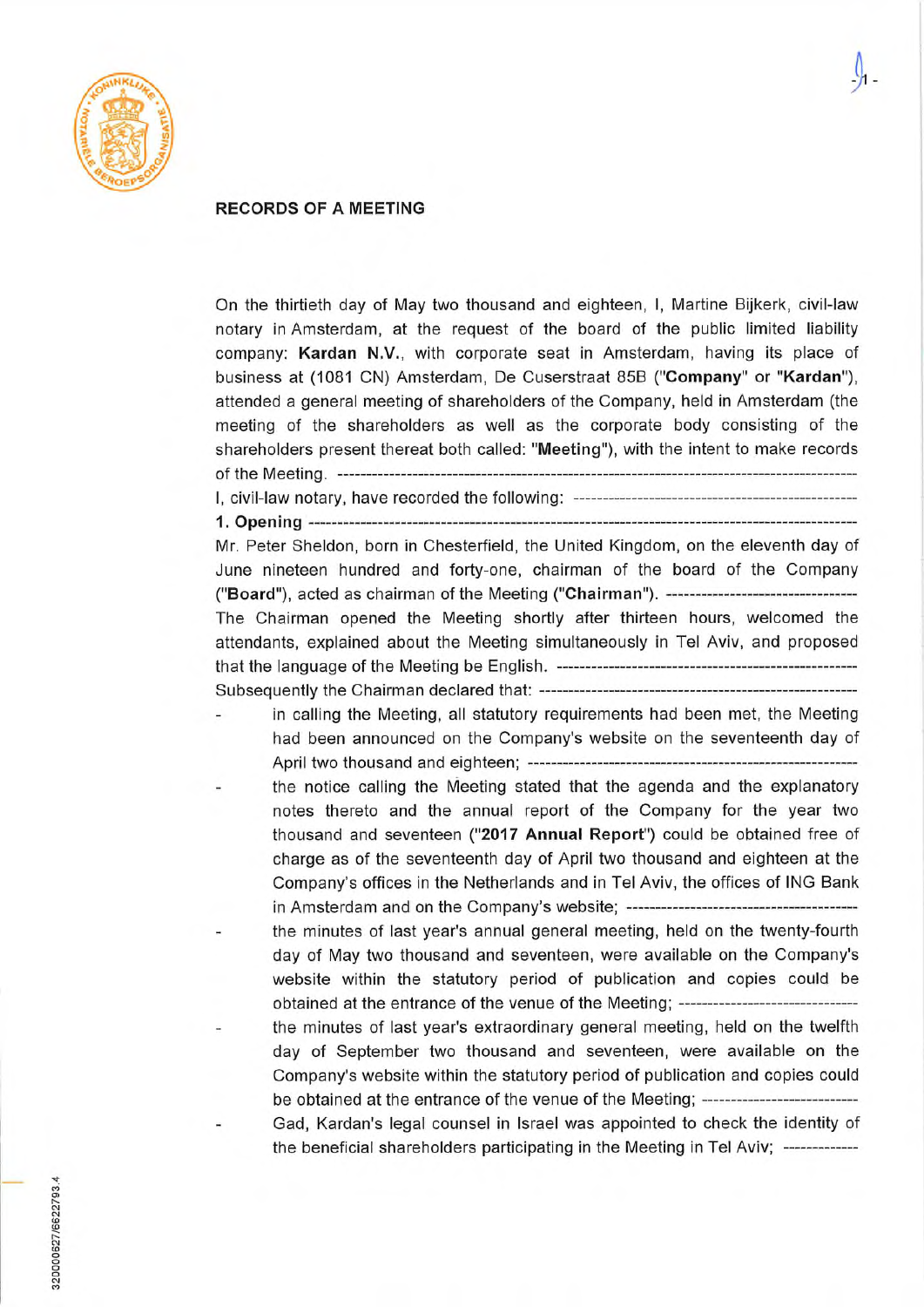## RECORDS OF A MEETING

On the thirtieth day of May two thousand and eighteen, I, Martine Bijkerk, civil-law notary in Amsterdam, at the request of the board of the public limited liability company: **Kardan N.V.**, with corporate seat in Amsterdam, having its place of business at (1081 CN) Amsterdam, De Cuserstraat 85B ("**Company**" or "**Kardan**"), attended a general meeting of shareholders of the Company, held in Amsterdam (the meeting of the shareholders as well as the corporate body consisting of the shareholders present thereat both called: "**Meeting**"), with the intent to make records of the Meeting.

I, civil-law notary, have recorded the following:

**1. Opening**

Mr. Peter Sheldon, born in Chesterfield, the United Kingdom, on the eleventh day of June nineteen hundred and forty-one, chairman of the board of the Company ("**Board**"), acted as chairman of the Meeting ("**Chairman**").

The Chairman opened the Meeting shortly after thirteen hours, welcomed the attendants, explained about the Meeting simultaneously in Tel Aviv, and proposed that the language of the Meeting be English.

Subsequently the Chairman declared that:

- in calling the Meeting, all statutory requirements had been met, the Meeting had been announced on the Company's website on the seventeenth day of April two thousand and eighteen;
- the notice calling the Meeting stated that the agenda and the explanatory notes thereto and the annual report of the Company for the year two thousand and seventeen ("**2017 Annual Report**") could be obtained free of charge as of the seventeenth day of April two thousand and eighteen at the Company's offices in the Netherlands and in Tel Aviv, the offices of ING Bank in Amsterdam and on the Company's website;
- the minutes of last year's annual general meeting, held on the twenty-fourth day of May two thousand and seventeen, were available on the Company's website within the statutory period of publication and copies could be obtained at the entrance of the venue of the Meeting;
- the minutes of last year's extraordinary general meeting, held on the twelfth day of September two thousand and seventeen, were available on the Company's website within the statutory period of publication and copies could be obtained at the entrance of the venue of the Meeting;
- Gad, Kardan's legal counsel in Israel was appointed to check the identity of the beneficial shareholders participating in the Meeting in Tel Aviv;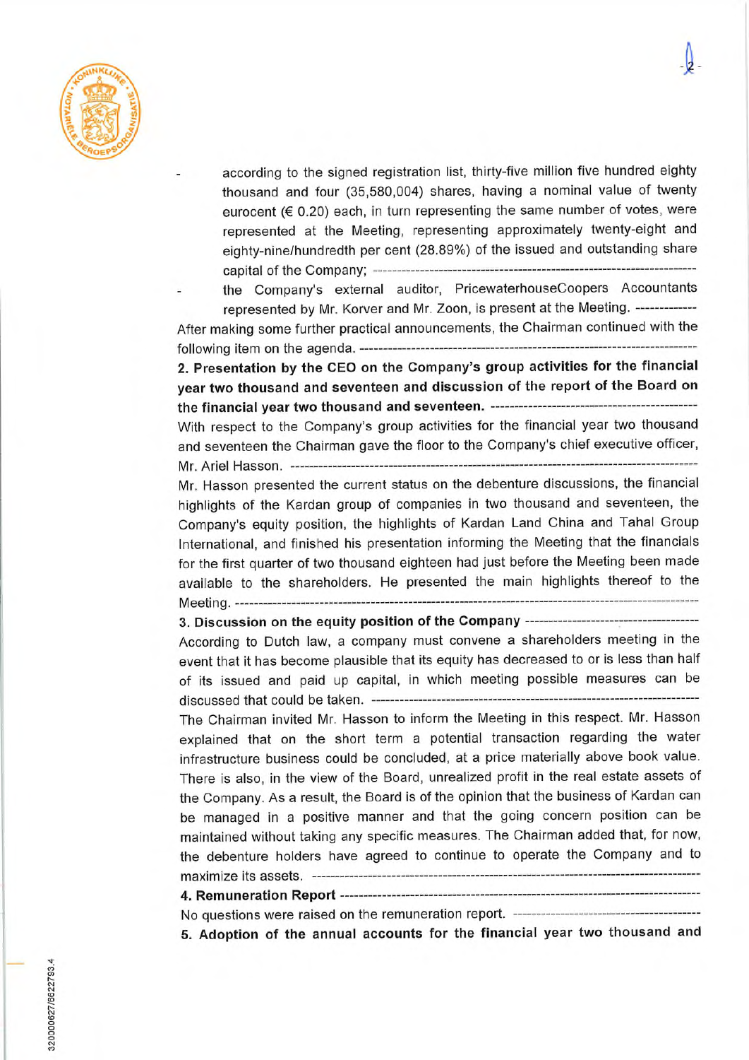- according to the signed registration list, thirty-five million five hundred eighty thousand and four (35,580,004) shares, having a nominal value of twenty eurocent (€ 0.20) each, in turn representing the same number of votes, were represented at the Meeting, representing approximately twenty-eight and eighty-nine/hundredth per cent (28.89%) of the issued and outstanding share capital of the Company; 
- the Company's external auditor, PricewaterhouseCoopers Accountants represented by Mr. Korver and Mr. Zoon, is present at the Meeting.

After making some further practical announcements, the Chairman continued with the following item on the agenda.

**2. Presentation by the CEO on the Company's group activities for the financial year two thousand and seventeen and discussion of the report of the Board on the financial year two thousand and seventeen.**

With respect to the Company's group activities for the financial year two thousand and seventeen the Chairman gave the floor to the Company's chief executive officer, Mr. Ariel Hasson.

Mr. Hasson presented the current status on the debenture discussions, the financial highlights of the Kardan group of companies in two thousand and seventeen, the Company's equity position, the highlights of Kardan Land China and Tahal Group International, and finished his presentation informing the Meeting that the financials for the first quarter of two thousand eighteen had just before the Meeting been made available to the shareholders. He presented the main highlights thereof to the Meeting.

**3. Discussion on the equity position of the Company**

According to Dutch law, a company must convene a shareholders meeting in the event that it has become plausible that its equity has decreased to or is less than half of its issued and paid up capital, in which meeting possible measures can be discussed that could be taken.

The Chairman invited Mr. Hasson to inform the Meeting in this respect. Mr. Hasson explained that on the short term a potential transaction regarding the water infrastructure business could be concluded, at a price materially above book value. There is also, in the view of the Board, unrealized profit in the real estate assets of the Company. As a result, the Board is of the opinion that the business of Kardan can be managed in a positive manner and that the going concern position can be maintained without taking any specific measures. The Chairman added that, for now, the debenture holders have agreed to continue to operate the Company and to maximize its assets.

**4. Remuneration Report**

No questions were raised on the remuneration report.

**5. Adoption of the annual accounts for the financial year two thousand and**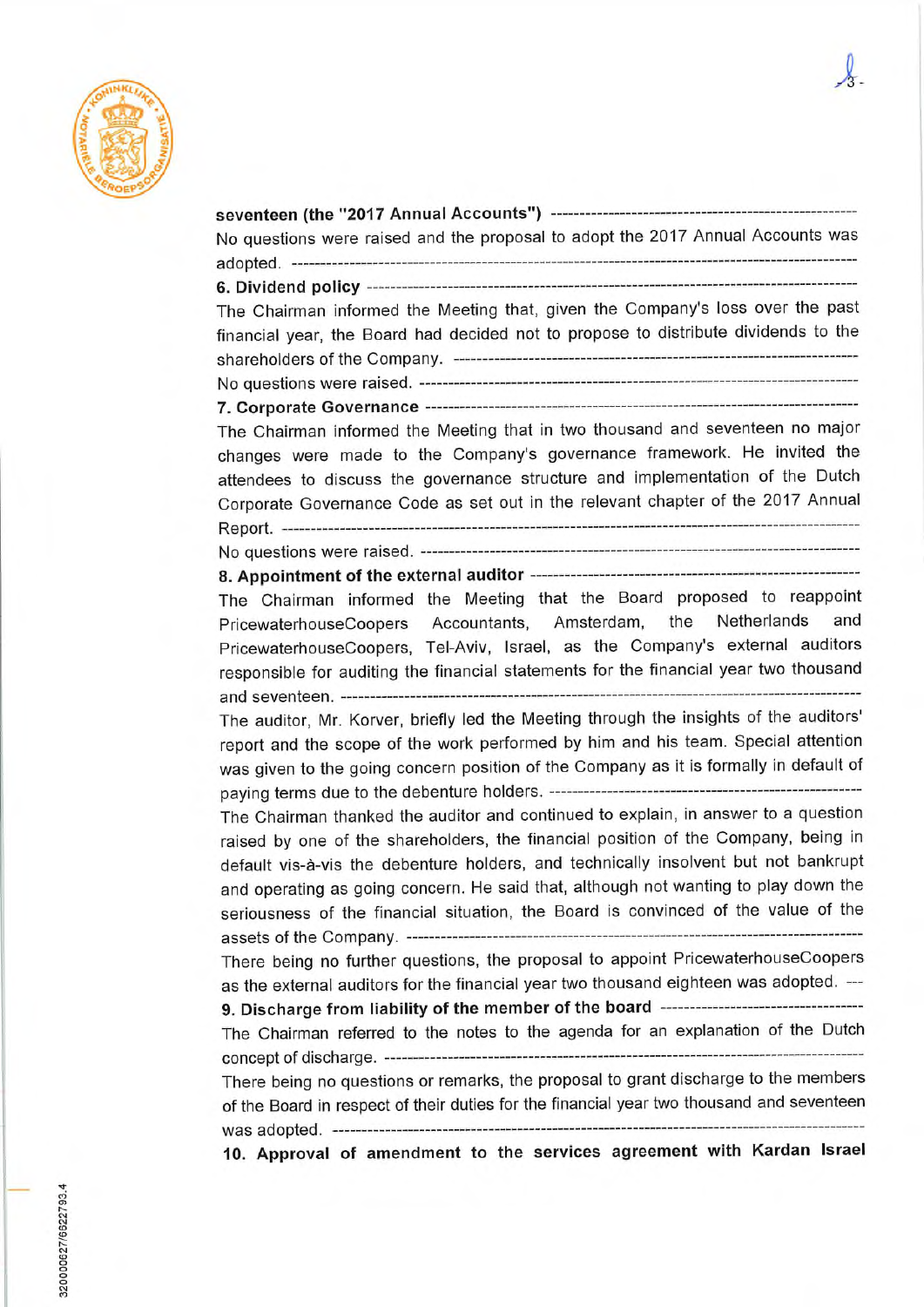seventeen (the "2017 Annual Accounts") ----------------------------------------------------

No questions were raised and the proposal to adopt the 2017 Annual Accounts was adopted. ----------------------------------------------------------------------------------------------

**6. Dividend policy** ----------------------------------------------------------------------------

The Chairman informed the Meeting that, given the Company's loss over the past financial year, the Board had decided not to propose to distribute dividends to the shareholders of the Company. -------------------------------------------------------------------

No questions were raised. ---------------------------------------------------------------------

**7. Corporate Governance** -----------------------------------------------------------------------

The Chairman informed the Meeting that in two thousand and seventeen no major changes were made to the Company's governance framework. He invited the attendees to discuss the governance structure and implementation of the Dutch Corporate Governance Code as set out in the relevant chapter of the 2017 Annual Report. -------------------------------------------------------------------------------------------

No questions were raised. ---------------------------------------------------------------------

**8. Appointment of the external auditor** -----------------------------------------------------

The Chairman informed the Meeting that the Board proposed to reappoint PricewaterhouseCoopers Accountants, Amsterdam, the Netherlands and PricewaterhouseCoopers, Tel-Aviv, Israel, as the Company's external auditors responsible for auditing the financial statements for the financial year two thousand and seventeen. -----------------------------------------------------------------------------------

The auditor, Mr. Korver, briefly led the Meeting through the insights of the auditors' report and the scope of the work performed by him and his team. Special attention was given to the going concern position of the Company as it is formally in default of paying terms due to the debenture holders. ------------------------------------------------

The Chairman thanked the auditor and continued to explain, in answer to a question raised by one of the shareholders, the financial position of the Company, being in default vis-à-vis the debenture holders, and technically insolvent but not bankrupt and operating as going concern. He said that, although not wanting to play down the seriousness of the financial situation, the Board is convinced of the value of the assets of the Company. -------------------------------------------------------------------------

There being no further questions, the proposal to appoint PricewaterhouseCoopers as the external auditors for the financial year two thousand eighteen was adopted. ---

**9. Discharge from liability of the member of the board** ----------------------------------

The Chairman referred to the notes to the agenda for an explanation of the Dutch concept of discharge. ------------------------------------------------------------------------------

There being no questions or remarks, the proposal to grant discharge to the members of the Board in respect of their duties for the financial year two thousand and seventeen was adopted. ----------------------------------------------------------------------------------------

**10. Approval of amendment to the services agreement with Kardan Israel**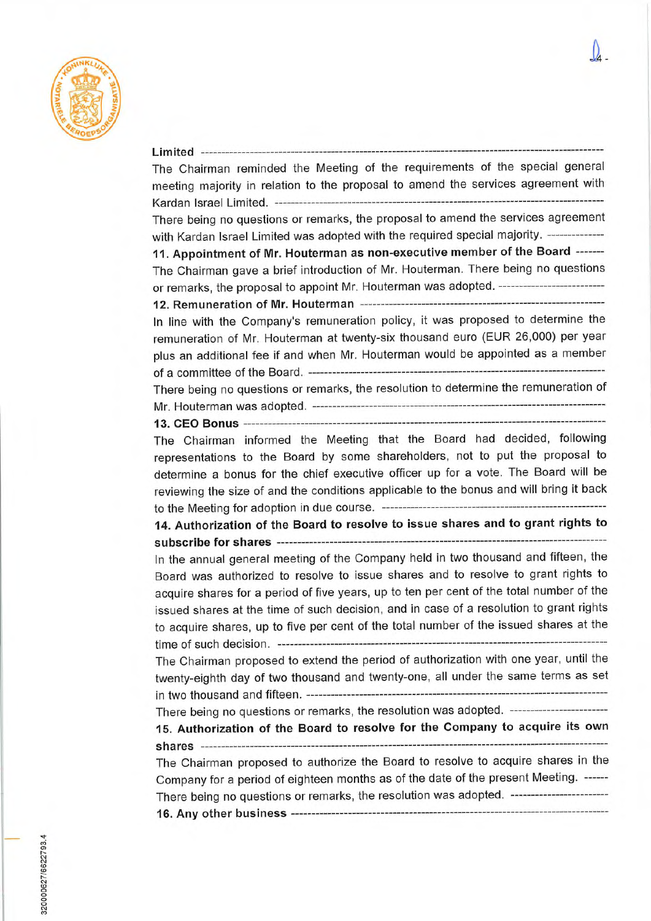**Limited**

The Chairman reminded the Meeting of the requirements of the special general meeting majority in relation to the proposal to amend the services agreement with Kardan Israel Limited.

There being no questions or remarks, the proposal to amend the services agreement with Kardan Israel Limited was adopted with the required special majority.

**11. Appointment of Mr. Houterman as non-executive member of the Board**

The Chairman gave a brief introduction of Mr. Houterman. There being no questions or remarks, the proposal to appoint Mr. Houterman was adopted.

**12. Remuneration of Mr. Houterman**

In line with the Company's remuneration policy, it was proposed to determine the remuneration of Mr. Houterman at twenty-six thousand euro (EUR 26,000) per year plus an additional fee if and when Mr. Houterman would be appointed as a member of a committee of the Board.

There being no questions or remarks, the resolution to determine the remuneration of Mr. Houterman was adopted.

**13. CEO Bonus**

The Chairman informed the Meeting that the Board had decided, following representations to the Board by some shareholders, not to put the proposal to determine a bonus for the chief executive officer up for a vote. The Board will be reviewing the size of and the conditions applicable to the bonus and will bring it back to the Meeting for adoption in due course.

**14. Authorization of the Board to resolve to issue shares and to grant rights to subscribe for shares**

In the annual general meeting of the Company held in two thousand and fifteen, the Board was authorized to resolve to issue shares and to resolve to grant rights to acquire shares for a period of five years, up to ten per cent of the total number of the issued shares at the time of such decision, and in case of a resolution to grant rights to acquire shares, up to five per cent of the total number of the issued shares at the time of such decision.

The Chairman proposed to extend the period of authorization with one year, until the twenty-eighth day of two thousand and twenty-one, all under the same terms as set in two thousand and fifteen.

There being no questions or remarks, the resolution was adopted.

**15. Authorization of the Board to resolve for the Company to acquire its own shares**

The Chairman proposed to authorize the Board to resolve to acquire shares in the Company for a period of eighteen months as of the date of the present Meeting.

There being no questions or remarks, the resolution was adopted.

**16. Any other business**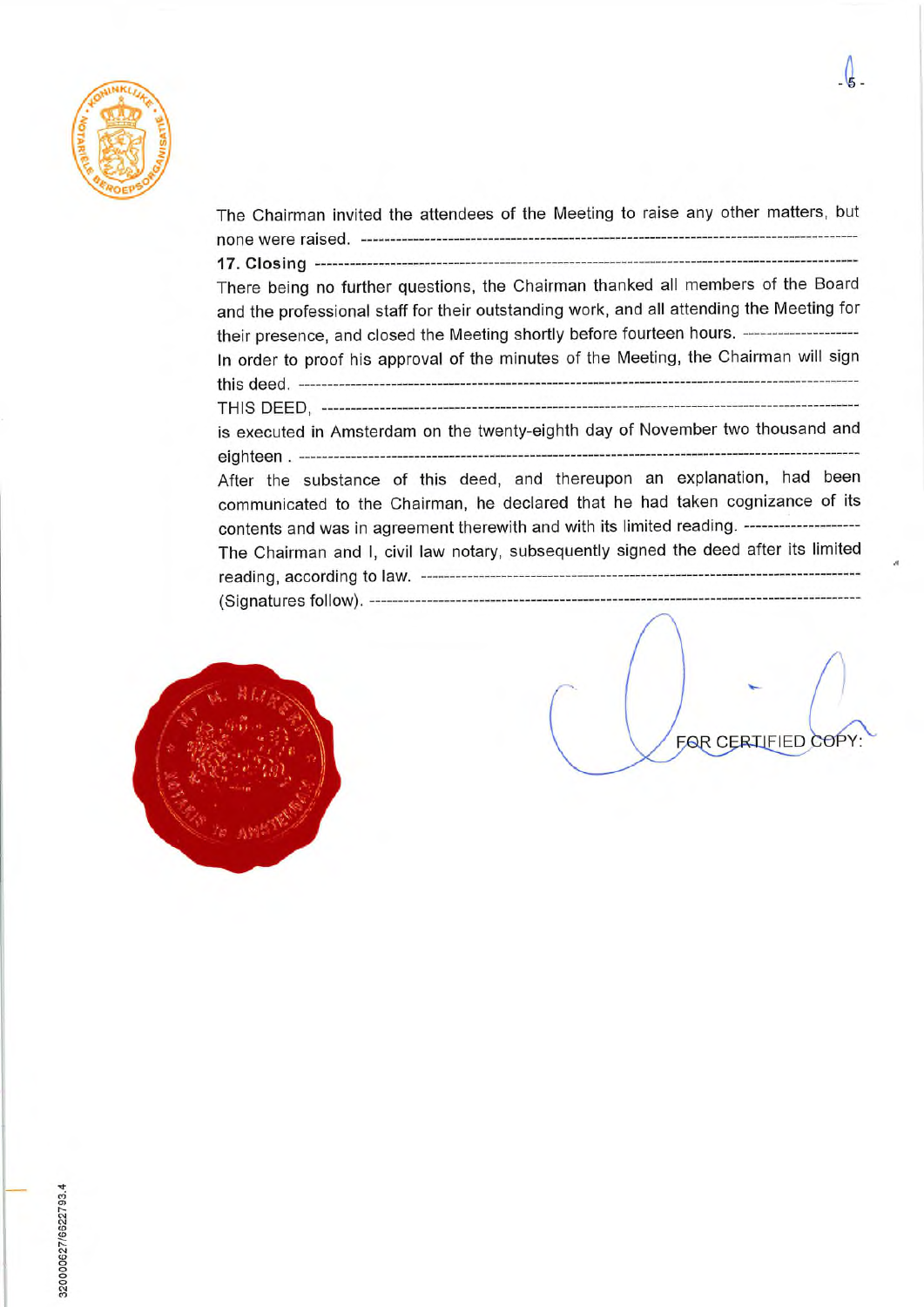The Chairman invited the attendees of the Meeting to raise any other matters, but none were raised. ---

**17. Closing** ---

There being no further questions, the Chairman thanked all members of the Board and the professional staff for their outstanding work, and all attending the Meeting for their presence, and closed the Meeting shortly before fourteen hours. ---

In order to proof his approval of the minutes of the Meeting, the Chairman will sign this deed. ---

THIS DEED, ---

is executed in Amsterdam on the twenty-eighth day of November two thousand and eighteen . ---

After the substance of this deed, and thereupon an explanation, had been communicated to the Chairman, he declared that he had taken cognizance of its contents and was in agreement therewith and with its limited reading. ---

The Chairman and I, civil law notary, subsequently signed the deed after its limited reading, according to law. ---

(Signatures follow). ---

FOR CERTIFIED COPY:

320000627/6622793.4